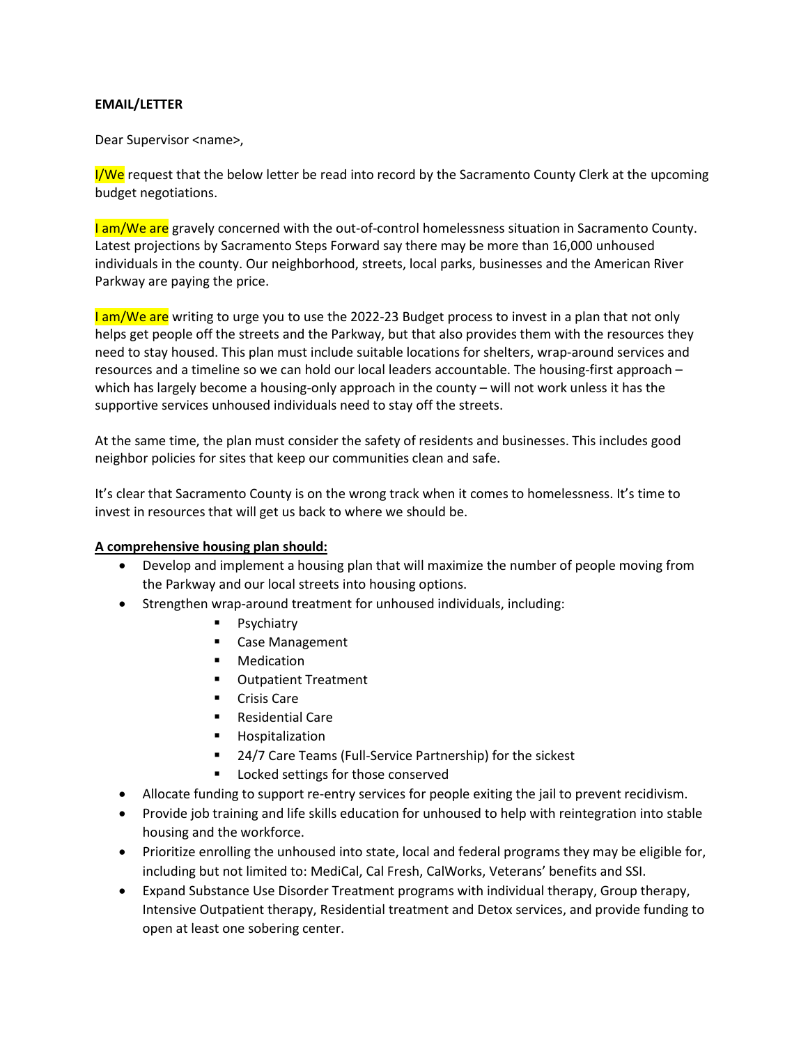**EMAIL/LETTER**

Dear Supervisor <name>,

I/We request that the below letter be read into record by the Sacramento County Clerk at the upcoming budget negotiations.

I am/We are gravely concerned with the out-of-control homelessness situation in Sacramento County. Latest projections by Sacramento Steps Forward say there may be more than 16,000 unhoused individuals in the county. Our neighborhood, streets, local parks, businesses and the American River Parkway are paying the price.

I am/We are writing to urge you to use the 2022-23 Budget process to invest in a plan that not only helps get people off the streets and the Parkway, but that also provides them with the resources they need to stay housed. This plan must include suitable locations for shelters, wrap-around services and resources and a timeline so we can hold our local leaders accountable. The housing-first approach – which has largely become a housing-only approach in the county – will not work unless it has the supportive services unhoused individuals need to stay off the streets.

At the same time, the plan must consider the safety of residents and businesses. This includes good neighbor policies for sites that keep our communities clean and safe.

It's clear that Sacramento County is on the wrong track when it comes to homelessness. It's time to invest in resources that will get us back to where we should be.

**A comprehensive housing plan should:**

- Develop and implement a housing plan that will maximize the number of people moving from the Parkway and our local streets into housing options.
- Strengthen wrap-around treatment for unhoused individuals, including:
  - Psychiatry
  - Case Management
  - Medication
  - Outpatient Treatment
  - Crisis Care
  - Residential Care
  - Hospitalization
  - 24/7 Care Teams (Full-Service Partnership) for the sickest
  - Locked settings for those conserved
- Allocate funding to support re-entry services for people exiting the jail to prevent recidivism.
- Provide job training and life skills education for unhoused to help with reintegration into stable housing and the workforce.
- Prioritize enrolling the unhoused into state, local and federal programs they may be eligible for, including but not limited to: MediCal, Cal Fresh, CalWorks, Veterans' benefits and SSI.
- Expand Substance Use Disorder Treatment programs with individual therapy, Group therapy, Intensive Outpatient therapy, Residential treatment and Detox services, and provide funding to open at least one sobering center.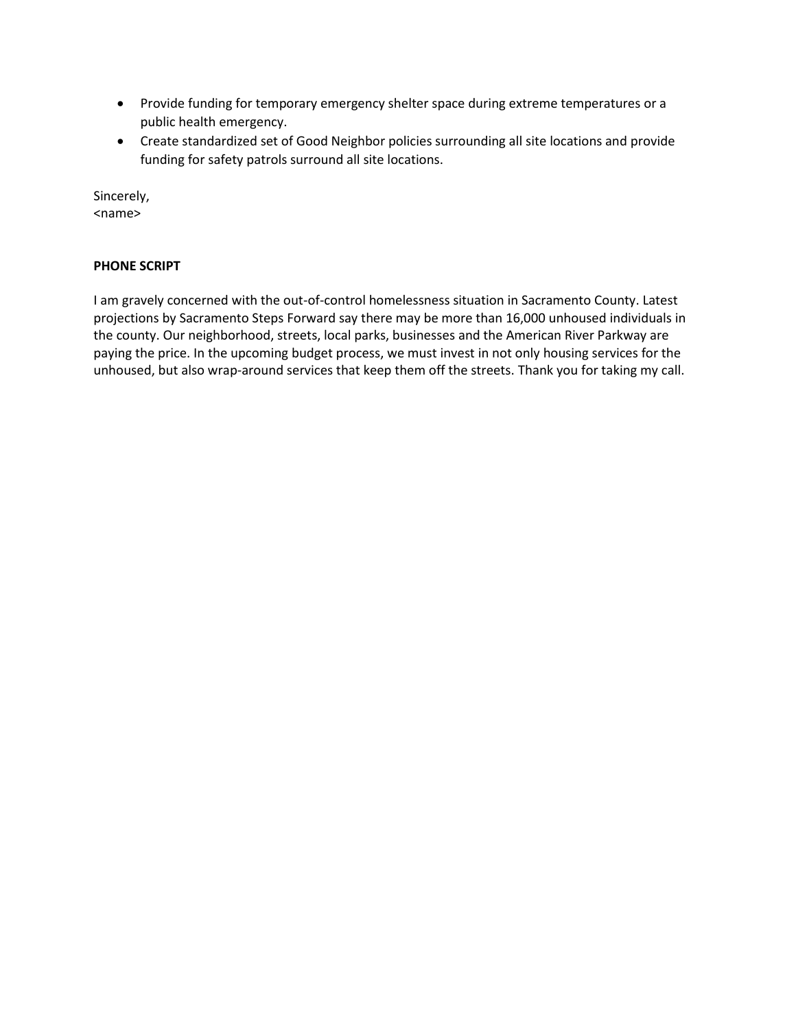- Provide funding for temporary emergency shelter space during extreme temperatures or a public health emergency.
- Create standardized set of Good Neighbor policies surrounding all site locations and provide funding for safety patrols surround all site locations.

Sincerely,
<name>

**PHONE SCRIPT**

I am gravely concerned with the out-of-control homelessness situation in Sacramento County. Latest projections by Sacramento Steps Forward say there may be more than 16,000 unhoused individuals in the county. Our neighborhood, streets, local parks, businesses and the American River Parkway are paying the price. In the upcoming budget process, we must invest in not only housing services for the unhoused, but also wrap-around services that keep them off the streets. Thank you for taking my call.